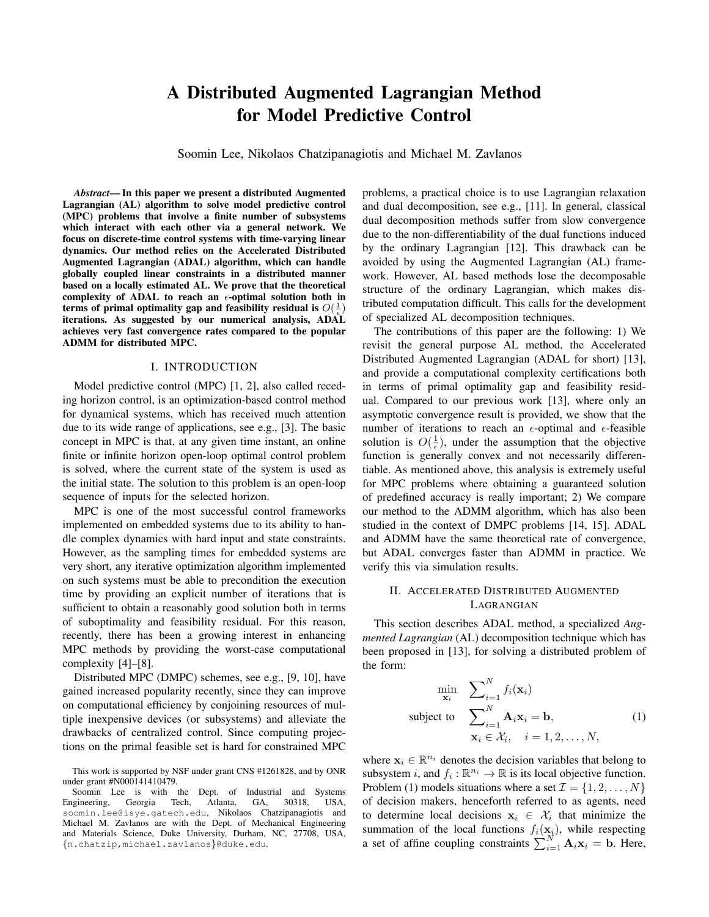# A Distributed Augmented Lagrangian Method for Model Predictive Control

Soomin Lee, Nikolaos Chatzipanagiotis and Michael M. Zavlanos

***Abstract*— In this paper we present a distributed Augmented Lagrangian (AL) algorithm to solve model predictive control (MPC) problems that involve a finite number of subsystems which interact with each other via a general network. We focus on discrete-time control systems with time-varying linear dynamics. Our method relies on the Accelerated Distributed Augmented Lagrangian (ADAL) algorithm, which can handle globally coupled linear constraints in a distributed manner based on a locally estimated AL. We prove that the theoretical complexity of ADAL to reach an $\epsilon$-optimal solution both in terms of primal optimality gap and feasibility residual is $O(\frac{1}{\epsilon})$ iterations. As suggested by our numerical analysis, ADAL achieves very fast convergence rates compared to the popular ADMM for distributed MPC.**

## I. INTRODUCTION

Model predictive control (MPC) [1, 2], also called receding horizon control, is an optimization-based control method for dynamical systems, which has received much attention due to its wide range of applications, see e.g., [3]. The basic concept in MPC is that, at any given time instant, an online finite or infinite horizon open-loop optimal control problem is solved, where the current state of the system is used as the initial state. The solution to this problem is an open-loop sequence of inputs for the selected horizon.

MPC is one of the most successful control frameworks implemented on embedded systems due to its ability to handle complex dynamics with hard input and state constraints. However, as the sampling times for embedded systems are very short, any iterative optimization algorithm implemented on such systems must be able to precondition the execution time by providing an explicit number of iterations that is sufficient to obtain a reasonably good solution both in terms of suboptimality and feasibility residual. For this reason, recently, there has been a growing interest in enhancing MPC methods by providing the worst-case computational complexity [4]–[8].

Distributed MPC (DMPC) schemes, see e.g., [9, 10], have gained increased popularity recently, since they can improve on computational efficiency by conjoining resources of multiple inexpensive devices (or subsystems) and alleviate the drawbacks of centralized control. Since computing projections on the primal feasible set is hard for constrained MPC problems, a practical choice is to use Lagrangian relaxation and dual decomposition, see e.g., [11]. In general, classical dual decomposition methods suffer from slow convergence due to the non-differentiability of the dual functions induced by the ordinary Lagrangian [12]. This drawback can be avoided by using the Augmented Lagrangian (AL) framework. However, AL based methods lose the decomposable structure of the ordinary Lagrangian, which makes distributed computation difficult. This calls for the development of specialized AL decomposition techniques.

The contributions of this paper are the following: 1) We revisit the general purpose AL method, the Accelerated Distributed Augmented Lagrangian (ADAL for short) [13], and provide a computational complexity certifications both in terms of primal optimality gap and feasibility residual. Compared to our previous work [13], where only an asymptotic convergence result is provided, we show that the number of iterations to reach an $\epsilon$-optimal and $\epsilon$-feasible solution is $O(\frac{1}{\epsilon})$, under the assumption that the objective function is generally convex and not necessarily differentiable. As mentioned above, this analysis is extremely useful for MPC problems where obtaining a guaranteed solution of predefined accuracy is really important; 2) We compare our method to the ADMM algorithm, which has also been studied in the context of DMPC problems [14, 15]. ADAL and ADMM have the same theoretical rate of convergence, but ADAL converges faster than ADMM in practice. We verify this via simulation results.

## II. Accelerated Distributed Augmented Lagrangian

This section describes ADAL method, a specialized *Augmented Lagrangian* (AL) decomposition technique which has been proposed in [13], for solving a distributed problem of the form:

$$
\begin{aligned}
\min_{\mathbf{x}_i} \quad & \sum_{i=1}^{N} f_i(\mathbf{x}_i) \\
\text{subject to} \quad & \sum_{i=1}^{N} \mathbf{A}_i \mathbf{x}_i = \mathbf{b}, \\
& \mathbf{x}_i \in \mathcal{X}_i, \quad i = 1, 2, \ldots, N,
\end{aligned} \tag{1}
$$

where $\mathbf{x}_i \in \mathbb{R}^{n_i}$ denotes the decision variables that belong to subsystem $i$, and $f_i : \mathbb{R}^{n_i} \to \mathbb{R}$ is its local objective function. Problem (1) models situations where a set $\mathcal{I} = \{1, 2, \ldots, N\}$ of decision makers, henceforth referred to as agents, need to determine local decisions $\mathbf{x}_i \in \mathcal{X}_i$ that minimize the summation of the local functions $f_i(\mathbf{x}_i)$, while respecting a set of affine coupling constraints $\sum_{i=1}^{N} \mathbf{A}_i \mathbf{x}_i = \mathbf{b}$. Here,

This work is supported by NSF under grant CNS #1261828, and by ONR under grant #N000141410479.

Soomin Lee is with the Dept. of Industrial and Systems Engineering, Georgia Tech, Atlanta, GA, 30318, USA, soomin.lee@isye.gatech.edu, Nikolaos Chatzipanagiotis and Michael M. Zavlanos are with the Dept. of Mechanical Engineering and Materials Science, Duke University, Durham, NC, 27708, USA, {n.chatzip,michael.zavlanos}@duke.edu.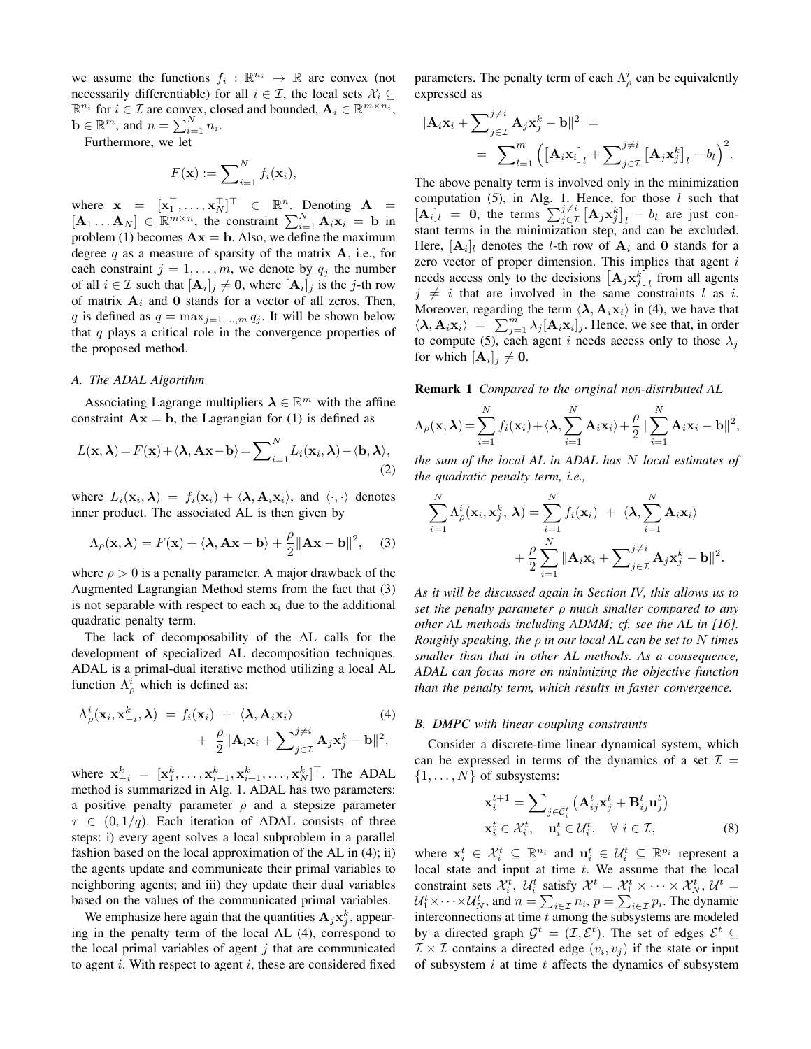we assume the functions $f_i : \mathbb{R}^{n_i} \to \mathbb{R}$ are convex (not necessarily differentiable) for all $i \in \mathcal{I}$, the local sets $\mathcal{X}_i \subseteq \mathbb{R}^{n_i}$ for $i \in \mathcal{I}$ are convex, closed and bounded, $\mathbf{A}_i \in \mathbb{R}^{m \times n_i}$, $\mathbf{b} \in \mathbb{R}^m$, and $n = \sum_{i=1}^N n_i$.

Furthermore, we let

$$F(\mathbf{x}) := \sum_{i=1}^N f_i(\mathbf{x}_i),$$

where $\mathbf{x} = [\mathbf{x}_1^\top, \ldots, \mathbf{x}_N^\top]^\top \in \mathbb{R}^n$. Denoting $\mathbf{A} = [\mathbf{A}_1 \ldots \mathbf{A}_N] \in \mathbb{R}^{m \times n}$, the constraint $\sum_{i=1}^N \mathbf{A}_i \mathbf{x}_i = \mathbf{b}$ in problem (1) becomes $\mathbf{A}\mathbf{x} = \mathbf{b}$. Also, we define the maximum degree $q$ as a measure of sparsity of the matrix $\mathbf{A}$, i.e., for each constraint $j = 1, \ldots, m$, we denote by $q_j$ the number of all $i \in \mathcal{I}$ such that $[\mathbf{A}_i]_j \neq \mathbf{0}$, where $[\mathbf{A}_i]_j$ is the $j$-th row of matrix $\mathbf{A}_i$ and $\mathbf{0}$ stands for a vector of all zeros. Then, $q$ is defined as $q = \max_{j=1,\ldots,m} q_j$. It will be shown below that $q$ plays a critical role in the convergence properties of the proposed method.

### A. The ADAL Algorithm

Associating Lagrange multipliers $\boldsymbol{\lambda} \in \mathbb{R}^m$ with the affine constraint $\mathbf{A}\mathbf{x} = \mathbf{b}$, the Lagrangian for (1) is defined as

$$L(\mathbf{x}, \boldsymbol{\lambda}) = F(\mathbf{x}) + \langle \boldsymbol{\lambda}, \mathbf{A}\mathbf{x} - \mathbf{b} \rangle = \sum_{i=1}^N L_i(\mathbf{x}_i, \boldsymbol{\lambda}) - \langle \mathbf{b}, \boldsymbol{\lambda} \rangle, \quad (2)$$

where $L_i(\mathbf{x}_i, \boldsymbol{\lambda}) = f_i(\mathbf{x}_i) + \langle \boldsymbol{\lambda}, \mathbf{A}_i \mathbf{x}_i \rangle$, and $\langle \cdot, \cdot \rangle$ denotes inner product. The associated AL is then given by

$$\Lambda_\rho(\mathbf{x}, \boldsymbol{\lambda}) = F(\mathbf{x}) + \langle \boldsymbol{\lambda}, \mathbf{A}\mathbf{x} - \mathbf{b} \rangle + \frac{\rho}{2} \|\mathbf{A}\mathbf{x} - \mathbf{b}\|^2, \quad (3)$$

where $\rho > 0$ is a penalty parameter. A major drawback of the Augmented Lagrangian Method stems from the fact that (3) is not separable with respect to each $\mathbf{x}_i$ due to the additional quadratic penalty term.

The lack of decomposability of the AL calls for the development of specialized AL decomposition techniques. ADAL is a primal-dual iterative method utilizing a local AL function $\Lambda_\rho^i$ which is defined as:

$$\begin{aligned}\Lambda_\rho^i(\mathbf{x}_i, \mathbf{x}_{-i}^k, \boldsymbol{\lambda}) \; = \; & f_i(\mathbf{x}_i) \; + \; \langle \boldsymbol{\lambda}, \mathbf{A}_i \mathbf{x}_i \rangle \quad (4) \\ & + \; \frac{\rho}{2} \|\mathbf{A}_i \mathbf{x}_i + \sum_{j \in \mathcal{I}}^{j \neq i} \mathbf{A}_j \mathbf{x}_j^k - \mathbf{b}\|^2,\end{aligned}$$

where $\mathbf{x}_{-i}^k = [\mathbf{x}_1^k, \ldots, \mathbf{x}_{i-1}^k, \mathbf{x}_{i+1}^k, \ldots, \mathbf{x}_N^k]^\top$. The ADAL method is summarized in Alg. 1. ADAL has two parameters: a positive penalty parameter $\rho$ and a stepsize parameter $\tau \in (0, 1/q)$. Each iteration of ADAL consists of three steps: i) every agent solves a local subproblem in a parallel fashion based on the local approximation of the AL in (4); ii) the agents update and communicate their primal variables to neighboring agents; and iii) they update their dual variables based on the values of the communicated primal variables.

We emphasize here again that the quantities $\mathbf{A}_j \mathbf{x}_j^k$, appearing in the penalty term of the local AL (4), correspond to the local primal variables of agent $j$ that are communicated to agent $i$. With respect to agent $i$, these are considered fixed parameters. The penalty term of each $\Lambda_\rho^i$ can be equivalently expressed as

$$\begin{aligned}&\|\mathbf{A}_i \mathbf{x}_i + \sum_{j \in \mathcal{I}}^{j \neq i} \mathbf{A}_j \mathbf{x}_j^k - \mathbf{b}\|^2 \; = \\ &\qquad = \; \sum_{l=1}^m \Big( \big[\mathbf{A}_i \mathbf{x}_i\big]_l + \sum_{j \in \mathcal{I}}^{j \neq i} \big[\mathbf{A}_j \mathbf{x}_j^k\big]_l - b_l \Big)^2.\end{aligned}$$

The above penalty term is involved only in the minimization computation (5), in Alg. 1. Hence, for those $l$ such that $[\mathbf{A}_i]_l = \mathbf{0}$, the terms $\sum_{j \in \mathcal{I}}^{j \neq i} \big[\mathbf{A}_j \mathbf{x}_j^k\big]_l - b_l$ are just constant terms in the minimization step, and can be excluded. Here, $[\mathbf{A}_i]_l$ denotes the $l$-th row of $\mathbf{A}_i$ and $\mathbf{0}$ stands for a zero vector of proper dimension. This implies that agent $i$ needs access only to the decisions $\big[\mathbf{A}_j \mathbf{x}_j^k\big]_l$ from all agents $j \neq i$ that are involved in the same constraints $l$ as $i$. Moreover, regarding the term $\langle \boldsymbol{\lambda}, \mathbf{A}_i \mathbf{x}_i \rangle$ in (4), we have that $\langle \boldsymbol{\lambda}, \mathbf{A}_i \mathbf{x}_i \rangle = \sum_{j=1}^m \lambda_j [\mathbf{A}_i \mathbf{x}_i]_j$. Hence, we see that, in order to compute (5), each agent $i$ needs access only to those $\lambda_j$ for which $[\mathbf{A}_i]_j \neq \mathbf{0}$.

**Remark 1** *Compared to the original non-distributed AL*

$$\Lambda_\rho(\mathbf{x}, \boldsymbol{\lambda}) = \sum_{i=1}^N f_i(\mathbf{x}_i) + \langle \boldsymbol{\lambda}, \sum_{i=1}^N \mathbf{A}_i \mathbf{x}_i \rangle + \frac{\rho}{2} \| \sum_{i=1}^N \mathbf{A}_i \mathbf{x}_i - \mathbf{b}\|^2,$$

*the sum of the local AL in ADAL has $N$ local estimates of the quadratic penalty term, i.e.,*

$$\begin{aligned}\sum_{i=1}^N \Lambda_\rho^i(\mathbf{x}_i, \mathbf{x}_j^k, \boldsymbol{\lambda}) = & \sum_{i=1}^N f_i(\mathbf{x}_i) \; + \; \langle \boldsymbol{\lambda}, \sum_{i=1}^N \mathbf{A}_i \mathbf{x}_i \rangle \\ & + \frac{\rho}{2} \sum_{i=1}^N \|\mathbf{A}_i \mathbf{x}_i + \sum_{j \in \mathcal{I}}^{j \neq i} \mathbf{A}_j \mathbf{x}_j^k - \mathbf{b}\|^2.\end{aligned}$$

*As it will be discussed again in Section IV, this allows us to set the penalty parameter $\rho$ much smaller compared to any other AL methods including ADMM; cf. see the AL in [16]. Roughly speaking, the $\rho$ in our local AL can be set to $N$ times smaller than that in other AL methods. As a consequence, ADAL can focus more on minimizing the objective function than the penalty term, which results in faster convergence.*

### B. DMPC with linear coupling constraints

Consider a discrete-time linear dynamical system, which can be expressed in terms of the dynamics of a set $\mathcal{I} = \{1, \ldots, N\}$ of subsystems:

$$\begin{aligned}\mathbf{x}_i^{t+1} &= \sum_{j \in \mathcal{C}_i^t} \big(\mathbf{A}_{ij}^t \mathbf{x}_j^t + \mathbf{B}_{ij}^t \mathbf{u}_j^t\big) \\ \mathbf{x}_i^t &\in \mathcal{X}_i^t, \quad \mathbf{u}_i^t \in \mathcal{U}_i^t, \quad \forall \; i \in \mathcal{I}, \quad (8)\end{aligned}$$

where $\mathbf{x}_i^t \in \mathcal{X}_i^t \subseteq \mathbb{R}^{n_i}$ and $\mathbf{u}_i^t \in \mathcal{U}_i^t \subseteq \mathbb{R}^{p_i}$ represent a local state and input at time $t$. We assume that the local constraint sets $\mathcal{X}_i^t$, $\mathcal{U}_i^t$ satisfy $\mathcal{X}^t = \mathcal{X}_1^t \times \cdots \times \mathcal{X}_N^t$, $\mathcal{U}^t = \mathcal{U}_1^t \times \cdots \times \mathcal{U}_N^t$, and $n = \sum_{i \in \mathcal{I}} n_i$, $p = \sum_{i \in \mathcal{I}} p_i$. The dynamic interconnections at time $t$ among the subsystems are modeled by a directed graph $\mathcal{G}^t = (\mathcal{I}, \mathcal{E}^t)$. The set of edges $\mathcal{E}^t \subseteq \mathcal{I} \times \mathcal{I}$ contains a directed edge $(v_i, v_j)$ if the state or input of subsystem $i$ at time $t$ affects the dynamics of subsystem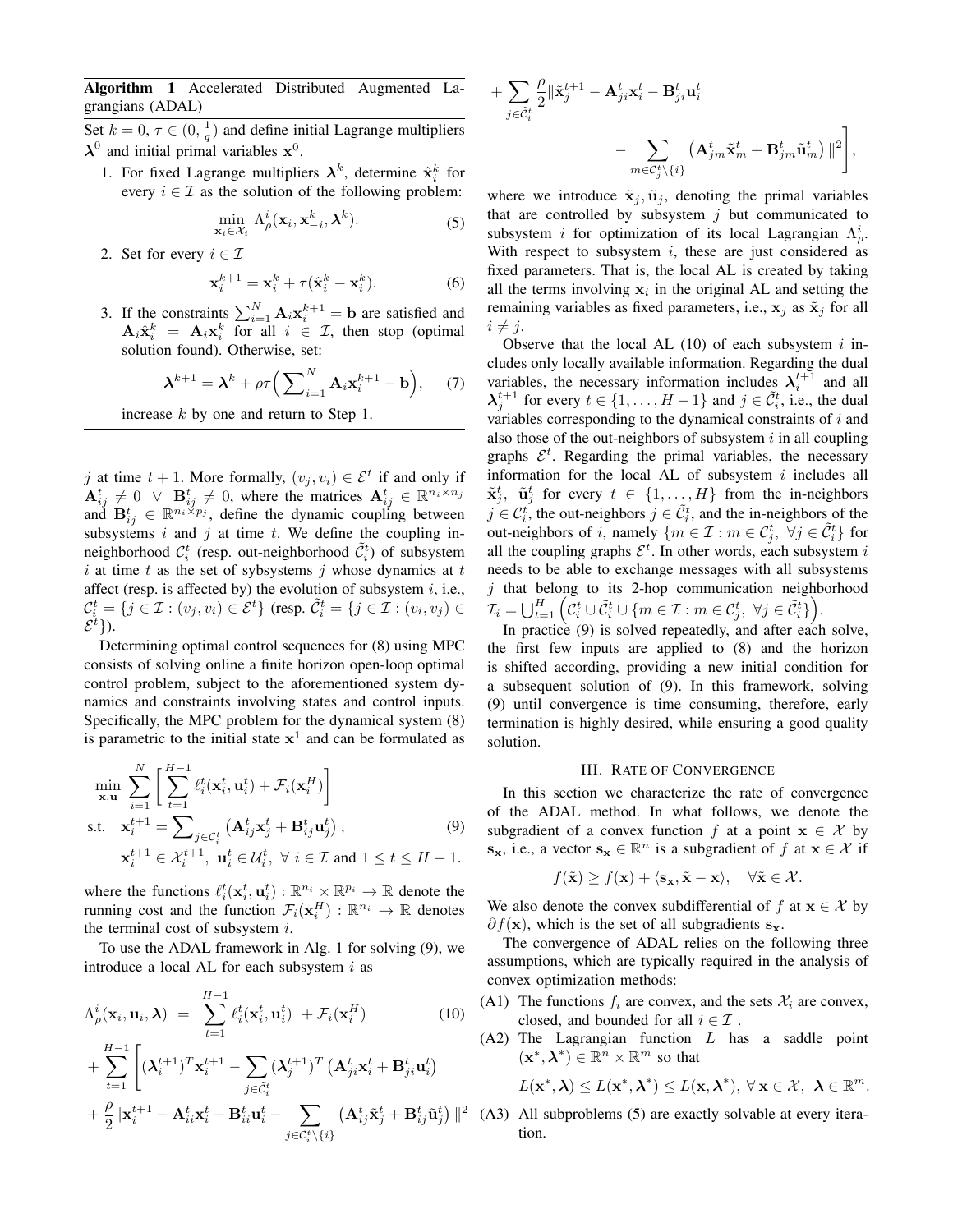**Algorithm 1** Accelerated Distributed Augmented Lagrangians (ADAL)

Set $k = 0$, $\tau \in (0, \frac{1}{q})$ and define initial Lagrange multipliers $\boldsymbol{\lambda}^0$ and initial primal variables $\mathbf{x}^0$.

1. For fixed Lagrange multipliers $\boldsymbol{\lambda}^k$, determine $\hat{\mathbf{x}}_i^k$ for every $i \in \mathcal{I}$ as the solution of the following problem:
$$\min_{\mathbf{x}_i \in \mathcal{X}_i} \Lambda_\rho^i(\mathbf{x}_i, \mathbf{x}_{-i}^k, \boldsymbol{\lambda}^k). \tag{5}$$
2. Set for every $i \in \mathcal{I}$
$$\mathbf{x}_i^{k+1} = \mathbf{x}_i^k + \tau(\hat{\mathbf{x}}_i^k - \mathbf{x}_i^k). \tag{6}$$
3. If the constraints $\sum_{i=1}^N \mathbf{A}_i \mathbf{x}_i^{k+1} = \mathbf{b}$ are satisfied and $\mathbf{A}_i \hat{\mathbf{x}}_i^k = \mathbf{A}_i \mathbf{x}_i^k$ for all $i \in \mathcal{I}$, then stop (optimal solution found). Otherwise, set:
$$\boldsymbol{\lambda}^{k+1} = \boldsymbol{\lambda}^k + \rho\tau\Big(\sum_{i=1}^N \mathbf{A}_i \mathbf{x}_i^{k+1} - \mathbf{b}\Big), \tag{7}$$
increase $k$ by one and return to Step 1.

$j$ at time $t+1$. More formally, $(v_j, v_i) \in \mathcal{E}^t$ if and only if $\mathbf{A}_{ij}^t \neq 0 \ \vee \ \mathbf{B}_{ij}^t \neq 0$, where the matrices $\mathbf{A}_{ij}^t \in \mathbb{R}^{n_i \times n_j}$ and $\mathbf{B}_{ij}^t \in \mathbb{R}^{n_i \times p_j}$, define the dynamic coupling between subsystems $i$ and $j$ at time $t$. We define the coupling in-neighborhood $\mathcal{C}_i^t$ (resp. out-neighborhood $\tilde{\mathcal{C}}_i^t$) of subsystem $i$ at time $t$ as the set of sybsystems $j$ whose dynamics at $t$ affect (resp. is affected by) the evolution of subsystem $i$, i.e., $\mathcal{C}_i^t = \{j \in \mathcal{I} : (v_j, v_i) \in \mathcal{E}^t\}$ (resp. $\tilde{\mathcal{C}}_i^t = \{j \in \mathcal{I} : (v_i, v_j) \in \mathcal{E}^t\}$).

Determining optimal control sequences for (8) using MPC consists of solving online a finite horizon open-loop optimal control problem, subject to the aforementioned system dynamics and constraints involving states and control inputs. Specifically, the MPC problem for the dynamical system (8) is parametric to the initial state $\mathbf{x}^1$ and can be formulated as

$$\begin{aligned}
\min_{\mathbf{x}, \mathbf{u}} \ & \sum_{i=1}^N \Bigg[ \sum_{t=1}^{H-1} \ell_i^t(\mathbf{x}_i^t, \mathbf{u}_i^t) + \mathcal{F}_i(\mathbf{x}_i^H) \Bigg] \\
\text{s.t.} \ \ & \mathbf{x}_i^{t+1} = \sum\nolimits_{j \in \mathcal{C}_i^t} \left( \mathbf{A}_{ij}^t \mathbf{x}_j^t + \mathbf{B}_{ij}^t \mathbf{u}_j^t \right), \\
& \mathbf{x}_i^{t+1} \in \mathcal{X}_i^{t+1}, \ \mathbf{u}_i^t \in \mathcal{U}_i^t, \ \forall \ i \in \mathcal{I} \text{ and } 1 \leq t \leq H-1.
\end{aligned} \tag{9}$$

where the functions $\ell_i^t(\mathbf{x}_i^t, \mathbf{u}_i^t) : \mathbb{R}^{n_i} \times \mathbb{R}^{p_i} \to \mathbb{R}$ denote the running cost and the function $\mathcal{F}_i(\mathbf{x}_i^H) : \mathbb{R}^{n_i} \to \mathbb{R}$ denotes the terminal cost of subsystem $i$.

To use the ADAL framework in Alg. 1 for solving (9), we introduce a local AL for each subsystem $i$ as

$$\begin{aligned}
\Lambda_\rho^i(\mathbf{x}_i, \mathbf{u}_i, \boldsymbol{\lambda}) \ = \ & \sum_{t=1}^{H-1} \ell_i^t(\mathbf{x}_i^t, \mathbf{u}_i^t) \ + \mathcal{F}_i(\mathbf{x}_i^H) \\
+ & \sum_{t=1}^{H-1} \Bigg[ (\boldsymbol{\lambda}_i^{t+1})^T \mathbf{x}_i^{t+1} - \sum_{j \in \tilde{\mathcal{C}}_i^t} (\boldsymbol{\lambda}_j^{t+1})^T \left( \mathbf{A}_{ji}^t \mathbf{x}_i^t + \mathbf{B}_{ji}^t \mathbf{u}_i^t \right) \\
+ & \frac{\rho}{2} \| \mathbf{x}_i^{t+1} - \mathbf{A}_{ii}^t \mathbf{x}_i^t - \mathbf{B}_{ii}^t \mathbf{u}_i^t - \sum_{j \in \mathcal{C}_i^t \setminus \{i\}} \left( \mathbf{A}_{ij}^t \tilde{\mathbf{x}}_j^t + \mathbf{B}_{ij}^t \tilde{\mathbf{u}}_j^t \right) \|^2 \\
+ & \sum_{j \in \tilde{\mathcal{C}}_i^t} \frac{\rho}{2} \| \tilde{\mathbf{x}}_j^{t+1} - \mathbf{A}_{ji}^t \mathbf{x}_i^t - \mathbf{B}_{ji}^t \mathbf{u}_i^t \\
& \qquad - \sum_{m \in \mathcal{C}_j^t \setminus \{i\}} \left( \mathbf{A}_{jm}^t \tilde{\mathbf{x}}_m^t + \mathbf{B}_{jm}^t \tilde{\mathbf{u}}_m^t \right) \|^2 \Bigg],
\end{aligned} \tag{10}$$

where we introduce $\tilde{\mathbf{x}}_j, \tilde{\mathbf{u}}_j$, denoting the primal variables that are controlled by subsystem $j$ but communicated to subsystem $i$ for optimization of its local Lagrangian $\Lambda_\rho^i$. With respect to subsystem $i$, these are just considered as fixed parameters. That is, the local AL is created by taking all the terms involving $\mathbf{x}_i$ in the original AL and setting the remaining variables as fixed parameters, i.e., $\mathbf{x}_j$ as $\tilde{\mathbf{x}}_j$ for all $i \neq j$.

Observe that the local AL (10) of each subsystem $i$ includes only locally available information. Regarding the dual variables, the necessary information includes $\boldsymbol{\lambda}_i^{t+1}$ and all $\boldsymbol{\lambda}_j^{t+1}$ for every $t \in \{1, \ldots, H-1\}$ and $j \in \tilde{\mathcal{C}}_i^t$, i.e., the dual variables corresponding to the dynamical constraints of $i$ and also those of the out-neighbors of subsystem $i$ in all coupling graphs $\mathcal{E}^t$. Regarding the primal variables, the necessary information for the local AL of subsystem $i$ includes all $\tilde{\mathbf{x}}_j^t$, $\tilde{\mathbf{u}}_j^t$ for every $t \in \{1, \ldots, H\}$ from the in-neighbors $j \in \mathcal{C}_i^t$, the out-neighbors $j \in \tilde{\mathcal{C}}_i^t$, and the in-neighbors of the out-neighbors of $i$, namely $\{m \in \mathcal{I} : m \in \mathcal{C}_j^t, \ \forall j \in \tilde{\mathcal{C}}_i^t\}$ for all the coupling graphs $\mathcal{E}^t$. In other words, each subsystem $i$ needs to be able to exchange messages with all subsystems $j$ that belong to its 2-hop communication neighborhood $\mathcal{I}_i = \bigcup_{t=1}^H \Big( \mathcal{C}_i^t \cup \tilde{\mathcal{C}}_i^t \cup \{m \in \mathcal{I} : m \in \mathcal{C}_j^t, \ \forall j \in \tilde{\mathcal{C}}_i^t\} \Big)$.

In practice (9) is solved repeatedly, and after each solve, the first few inputs are applied to (8) and the horizon is shifted according, providing a new initial condition for a subsequent solution of (9). In this framework, solving (9) until convergence is time consuming, therefore, early termination is highly desired, while ensuring a good quality solution.

## III. Rate of Convergence

In this section we characterize the rate of convergence of the ADAL method. In what follows, we denote the subgradient of a convex function $f$ at a point $\mathbf{x} \in \mathcal{X}$ by $\mathbf{s}_\mathbf{x}$, i.e., a vector $\mathbf{s}_\mathbf{x} \in \mathbb{R}^n$ is a subgradient of $f$ at $\mathbf{x} \in \mathcal{X}$ if

$$f(\tilde{\mathbf{x}}) \geq f(\mathbf{x}) + \langle \mathbf{s}_\mathbf{x}, \tilde{\mathbf{x}} - \mathbf{x} \rangle, \quad \forall \tilde{\mathbf{x}} \in \mathcal{X}.$$

We also denote the convex subdifferential of $f$ at $\mathbf{x} \in \mathcal{X}$ by $\partial f(\mathbf{x})$, which is the set of all subgradients $\mathbf{s}_\mathbf{x}$.

The convergence of ADAL relies on the following three assumptions, which are typically required in the analysis of convex optimization methods:

(A1) The functions $f_i$ are convex, and the sets $\mathcal{X}_i$ are convex, closed, and bounded for all $i \in \mathcal{I}$ .

(A2) The Lagrangian function $L$ has a saddle point $(\mathbf{x}^*, \boldsymbol{\lambda}^*) \in \mathbb{R}^n \times \mathbb{R}^m$ so that
$$L(\mathbf{x}^*, \boldsymbol{\lambda}) \leq L(\mathbf{x}^*, \boldsymbol{\lambda}^*) \leq L(\mathbf{x}, \boldsymbol{\lambda}^*), \ \forall \, \mathbf{x} \in \mathcal{X}, \ \ \boldsymbol{\lambda} \in \mathbb{R}^m.$$

(A3) All subproblems (5) are exactly solvable at every iteration.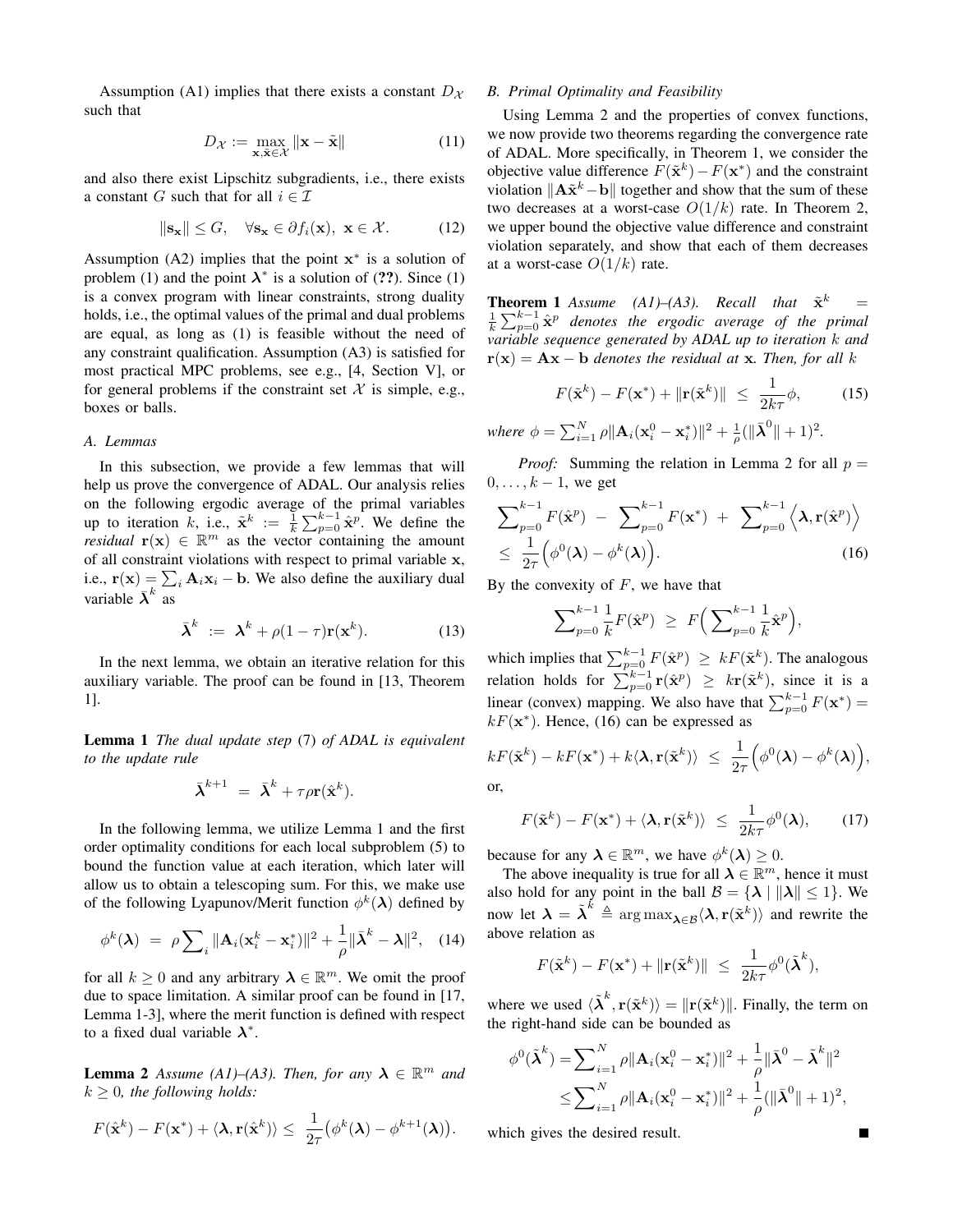Assumption (A1) implies that there exists a constant $D_\mathcal{X}$ such that

$$D_\mathcal{X} := \max_{\mathbf{x},\tilde{\mathbf{x}}\in\mathcal{X}} \|\mathbf{x} - \tilde{\mathbf{x}}\| \tag{11}$$

and also there exist Lipschitz subgradients, i.e., there exists a constant $G$ such that for all $i \in \mathcal{I}$

$$\|\mathbf{s}_\mathbf{x}\| \leq G, \quad \forall \mathbf{s}_\mathbf{x} \in \partial f_i(\mathbf{x}),\ \mathbf{x} \in \mathcal{X}. \tag{12}$$

Assumption (A2) implies that the point $\mathbf{x}^*$ is a solution of problem (1) and the point $\boldsymbol{\lambda}^*$ is a solution of (??). Since (1) is a convex program with linear constraints, strong duality holds, i.e., the optimal values of the primal and dual problems are equal, as long as (1) is feasible without the need of any constraint qualification. Assumption (A3) is satisfied for most practical MPC problems, see e.g., [4, Section V], or for general problems if the constraint set $\mathcal{X}$ is simple, e.g., boxes or balls.

### A. Lemmas

In this subsection, we provide a few lemmas that will help us prove the convergence of ADAL. Our analysis relies on the following ergodic average of the primal variables up to iteration $k$, i.e., $\tilde{\mathbf{x}}^k := \frac{1}{k}\sum_{p=0}^{k-1}\hat{\mathbf{x}}^p$. We define the *residual* $\mathbf{r}(\mathbf{x}) \in \mathbb{R}^m$ as the vector containing the amount of all constraint violations with respect to primal variable $\mathbf{x}$, i.e., $\mathbf{r}(\mathbf{x}) = \sum_i \mathbf{A}_i\mathbf{x}_i - \mathbf{b}$. We also define the auxiliary dual variable $\bar{\boldsymbol{\lambda}}^k$ as

$$\bar{\boldsymbol{\lambda}}^k \ := \ \boldsymbol{\lambda}^k + \rho(1-\tau)\mathbf{r}(\mathbf{x}^k). \tag{13}$$

In the next lemma, we obtain an iterative relation for this auxiliary variable. The proof can be found in [13, Theorem 1].

**Lemma 1** *The dual update step* (7) *of ADAL is equivalent to the update rule*

$$\bar{\boldsymbol{\lambda}}^{k+1} \ = \ \bar{\boldsymbol{\lambda}}^k + \tau\rho\mathbf{r}(\hat{\mathbf{x}}^k).$$

In the following lemma, we utilize Lemma 1 and the first order optimality conditions for each local subproblem (5) to bound the function value at each iteration, which later will allow us to obtain a telescoping sum. For this, we make use of the following Lyapunov/Merit function $\phi^k(\boldsymbol{\lambda})$ defined by

$$\phi^k(\boldsymbol{\lambda}) \ = \ \rho\sum_i \|\mathbf{A}_i(\mathbf{x}_i^k - \mathbf{x}_i^*)\|^2 + \frac{1}{\rho}\|\bar{\boldsymbol{\lambda}}^k - \boldsymbol{\lambda}\|^2, \tag{14}$$

for all $k \geq 0$ and any arbitrary $\boldsymbol{\lambda} \in \mathbb{R}^m$. We omit the proof due to space limitation. A similar proof can be found in [17, Lemma 1-3], where the merit function is defined with respect to a fixed dual variable $\boldsymbol{\lambda}^*$.

**Lemma 2** *Assume (A1)–(A3). Then, for any $\boldsymbol{\lambda} \in \mathbb{R}^m$ and $k \geq 0$, the following holds:*

$$F(\hat{\mathbf{x}}^k) - F(\mathbf{x}^*) + \langle \boldsymbol{\lambda}, \mathbf{r}(\hat{\mathbf{x}}^k)\rangle \leq \ \frac{1}{2\tau}\big(\phi^k(\boldsymbol{\lambda}) - \phi^{k+1}(\boldsymbol{\lambda})\big).$$

### B. Primal Optimality and Feasibility

Using Lemma 2 and the properties of convex functions, we now provide two theorems regarding the convergence rate of ADAL. More specifically, in Theorem 1, we consider the objective value difference $F(\tilde{\mathbf{x}}^k) - F(\mathbf{x}^*)$ and the constraint violation $\|\mathbf{A}\tilde{\mathbf{x}}^k - \mathbf{b}\|$ together and show that the sum of these two decreases at a worst-case $O(1/k)$ rate. In Theorem 2, we upper bound the objective value difference and constraint violation separately, and show that each of them decreases at a worst-case $O(1/k)$ rate.

**Theorem 1** *Assume (A1)–(A3). Recall that $\tilde{\mathbf{x}}^k = \frac{1}{k}\sum_{p=0}^{k-1}\hat{\mathbf{x}}^p$ denotes the ergodic average of the primal variable sequence generated by ADAL up to iteration $k$ and $\mathbf{r}(\mathbf{x}) = \mathbf{A}\mathbf{x} - \mathbf{b}$ denotes the residual at $\mathbf{x}$. Then, for all $k$*

$$F(\tilde{\mathbf{x}}^k) - F(\mathbf{x}^*) + \|\mathbf{r}(\tilde{\mathbf{x}}^k)\| \ \leq \ \frac{1}{2k\tau}\phi, \tag{15}$$

*where* $\phi = \sum_{i=1}^N \rho\|\mathbf{A}_i(\mathbf{x}_i^0 - \mathbf{x}_i^*)\|^2 + \frac{1}{\rho}(\|\bar{\boldsymbol{\lambda}}^0\| + 1)^2$.

*Proof:* Summing the relation in Lemma 2 for all $p = 0, \dots, k-1$, we get

$$\sum_{p=0}^{k-1} F(\hat{\mathbf{x}}^p) \ - \ \sum_{p=0}^{k-1} F(\mathbf{x}^*) \ + \ \sum_{p=0}^{k-1}\Big\langle \boldsymbol{\lambda}, \mathbf{r}(\hat{\mathbf{x}}^p)\Big\rangle \leq \ \frac{1}{2\tau}\Big(\phi^0(\boldsymbol{\lambda}) - \phi^k(\boldsymbol{\lambda})\Big). \tag{16}$$

By the convexity of $F$, we have that

$$\sum_{p=0}^{k-1}\frac{1}{k}F(\hat{\mathbf{x}}^p) \ \geq \ F\Big(\sum_{p=0}^{k-1}\frac{1}{k}\hat{\mathbf{x}}^p\Big),$$

which implies that $\sum_{p=0}^{k-1}F(\hat{\mathbf{x}}^p) \ \geq \ kF(\tilde{\mathbf{x}}^k)$. The analogous relation holds for $\sum_{p=0}^{k-1}\mathbf{r}(\hat{\mathbf{x}}^p) \ \geq \ k\mathbf{r}(\tilde{\mathbf{x}}^k)$, since it is a linear (convex) mapping. We also have that $\sum_{p=0}^{k-1}F(\mathbf{x}^*) = kF(\mathbf{x}^*)$. Hence, (16) can be expressed as

$$kF(\tilde{\mathbf{x}}^k) - kF(\mathbf{x}^*) + k\langle\boldsymbol{\lambda}, \mathbf{r}(\tilde{\mathbf{x}}^k)\rangle \ \leq \ \frac{1}{2\tau}\Big(\phi^0(\boldsymbol{\lambda}) - \phi^k(\boldsymbol{\lambda})\Big),$$

or,

$$F(\tilde{\mathbf{x}}^k) - F(\mathbf{x}^*) + \langle\boldsymbol{\lambda}, \mathbf{r}(\tilde{\mathbf{x}}^k)\rangle \ \leq \ \frac{1}{2k\tau}\phi^0(\boldsymbol{\lambda}), \tag{17}$$

because for any $\boldsymbol{\lambda} \in \mathbb{R}^m$, we have $\phi^k(\boldsymbol{\lambda}) \geq 0$.

The above inequality is true for all $\boldsymbol{\lambda} \in \mathbb{R}^m$, hence it must also hold for any point in the ball $\mathcal{B} = \{\boldsymbol{\lambda} \mid \|\boldsymbol{\lambda}\| \leq 1\}$. We now let $\boldsymbol{\lambda} = \tilde{\boldsymbol{\lambda}}^k \triangleq \arg\max_{\boldsymbol{\lambda}\in\mathcal{B}}\langle\boldsymbol{\lambda}, \mathbf{r}(\tilde{\mathbf{x}}^k)\rangle$ and rewrite the above relation as

$$F(\tilde{\mathbf{x}}^k) - F(\mathbf{x}^*) + \|\mathbf{r}(\tilde{\mathbf{x}}^k)\| \ \leq \ \frac{1}{2k\tau}\phi^0(\tilde{\boldsymbol{\lambda}}^k),$$

where we used $\langle\tilde{\boldsymbol{\lambda}}^k, \mathbf{r}(\tilde{\mathbf{x}}^k)\rangle = \|\mathbf{r}(\tilde{\mathbf{x}}^k)\|$. Finally, the term on the right-hand side can be bounded as

$$\begin{aligned}\phi^0(\tilde{\boldsymbol{\lambda}}^k) &= \sum_{i=1}^N \rho\|\mathbf{A}_i(\mathbf{x}_i^0 - \mathbf{x}_i^*)\|^2 + \frac{1}{\rho}\|\bar{\boldsymbol{\lambda}}^0 - \tilde{\boldsymbol{\lambda}}^k\|^2 \\ &\leq \sum_{i=1}^N \rho\|\mathbf{A}_i(\mathbf{x}_i^0 - \mathbf{x}_i^*)\|^2 + \frac{1}{\rho}(\|\bar{\boldsymbol{\lambda}}^0\| + 1)^2,\end{aligned}$$

which gives the desired result. ∎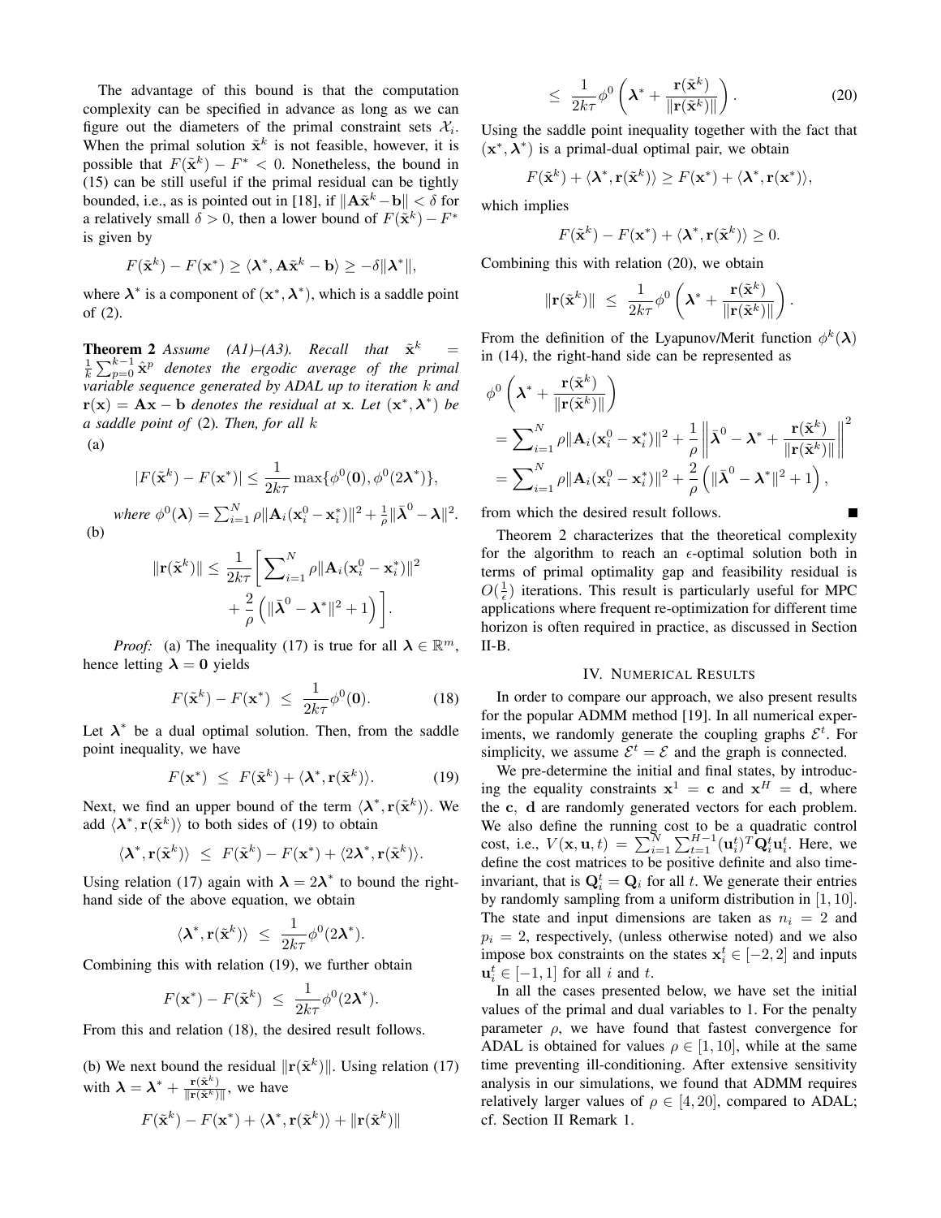The advantage of this bound is that the computation complexity can be specified in advance as long as we can figure out the diameters of the primal constraint sets $\mathcal{X}_i$. When the primal solution $\tilde{\mathbf{x}}^k$ is not feasible, however, it is possible that $F(\tilde{\mathbf{x}}^k) - F^* < 0$. Nonetheless, the bound in (15) can be still useful if the primal residual can be tightly bounded, i.e., as is pointed out in [18], if $\|\mathbf{A}\tilde{\mathbf{x}}^k - \mathbf{b}\| < \delta$ for a relatively small $\delta > 0$, then a lower bound of $F(\tilde{\mathbf{x}}^k) - F^*$ is given by

$$F(\tilde{\mathbf{x}}^k) - F(\mathbf{x}^*) \geq \langle \boldsymbol{\lambda}^*, \mathbf{A}\tilde{\mathbf{x}}^k - \mathbf{b} \rangle \geq -\delta \|\boldsymbol{\lambda}^*\|,$$

where $\boldsymbol{\lambda}^*$ is a component of $(\mathbf{x}^*, \boldsymbol{\lambda}^*)$, which is a saddle point of (2).

**Theorem 2** *Assume (A1)–(A3). Recall that $\tilde{\mathbf{x}}^k = \frac{1}{k}\sum_{p=0}^{k-1} \hat{\mathbf{x}}^p$ denotes the ergodic average of the primal variable sequence generated by ADAL up to iteration $k$ and $\mathbf{r}(\mathbf{x}) = \mathbf{A}\mathbf{x} - \mathbf{b}$ denotes the residual at $\mathbf{x}$. Let $(\mathbf{x}^*, \boldsymbol{\lambda}^*)$ be a saddle point of (2). Then, for all $k$*

(a)

$$|F(\tilde{\mathbf{x}}^k) - F(\mathbf{x}^*)| \leq \frac{1}{2k\tau} \max\{\phi^0(\mathbf{0}), \phi^0(2\boldsymbol{\lambda}^*)\},$$

*where* $\phi^0(\boldsymbol{\lambda}) = \sum_{i=1}^N \rho \|\mathbf{A}_i(\mathbf{x}_i^0 - \mathbf{x}_i^*)\|^2 + \frac{1}{\rho}\|\bar{\boldsymbol{\lambda}}^0 - \boldsymbol{\lambda}\|^2$.

(b)

$$\|\mathbf{r}(\tilde{\mathbf{x}}^k)\| \leq \frac{1}{2k\tau}\bigg[\sum_{i=1}^N \rho\|\mathbf{A}_i(\mathbf{x}_i^0 - \mathbf{x}_i^*)\|^2 + \frac{2}{\rho}\left(\|\bar{\boldsymbol{\lambda}}^0 - \boldsymbol{\lambda}^*\|^2 + 1\right)\bigg].$$

*Proof:* (a) The inequality (17) is true for all $\boldsymbol{\lambda} \in \mathbb{R}^m$, hence letting $\boldsymbol{\lambda} = \mathbf{0}$ yields

$$F(\tilde{\mathbf{x}}^k) - F(\mathbf{x}^*) \;\leq\; \frac{1}{2k\tau}\phi^0(\mathbf{0}). \tag{18}$$

Let $\boldsymbol{\lambda}^*$ be a dual optimal solution. Then, from the saddle point inequality, we have

$$F(\mathbf{x}^*) \;\leq\; F(\tilde{\mathbf{x}}^k) + \langle \boldsymbol{\lambda}^*, \mathbf{r}(\tilde{\mathbf{x}}^k)\rangle. \tag{19}$$

Next, we find an upper bound of the term $\langle \boldsymbol{\lambda}^*, \mathbf{r}(\tilde{\mathbf{x}}^k)\rangle$. We add $\langle \boldsymbol{\lambda}^*, \mathbf{r}(\tilde{\mathbf{x}}^k)\rangle$ to both sides of (19) to obtain

$$\langle \boldsymbol{\lambda}^*, \mathbf{r}(\tilde{\mathbf{x}}^k)\rangle \;\leq\; F(\tilde{\mathbf{x}}^k) - F(\mathbf{x}^*) + \langle 2\boldsymbol{\lambda}^*, \mathbf{r}(\tilde{\mathbf{x}}^k)\rangle.$$

Using relation (17) again with $\boldsymbol{\lambda} = 2\boldsymbol{\lambda}^*$ to bound the right-hand side of the above equation, we obtain

$$\langle \boldsymbol{\lambda}^*, \mathbf{r}(\tilde{\mathbf{x}}^k)\rangle \;\leq\; \frac{1}{2k\tau}\phi^0(2\boldsymbol{\lambda}^*).$$

Combining this with relation (19), we further obtain

$$F(\mathbf{x}^*) - F(\tilde{\mathbf{x}}^k) \;\leq\; \frac{1}{2k\tau}\phi^0(2\boldsymbol{\lambda}^*).$$

From this and relation (18), the desired result follows.

(b) We next bound the residual $\|\mathbf{r}(\tilde{\mathbf{x}}^k)\|$. Using relation (17) with $\boldsymbol{\lambda} = \boldsymbol{\lambda}^* + \frac{\mathbf{r}(\tilde{\mathbf{x}}^k)}{\|\mathbf{r}(\tilde{\mathbf{x}}^k)\|}$, we have

$$F(\tilde{\mathbf{x}}^k) - F(\mathbf{x}^*) + \langle \boldsymbol{\lambda}^*, \mathbf{r}(\tilde{\mathbf{x}}^k)\rangle + \|\mathbf{r}(\tilde{\mathbf{x}}^k)\|$$

$$\leq\; \frac{1}{2k\tau}\phi^0\left(\boldsymbol{\lambda}^* + \frac{\mathbf{r}(\tilde{\mathbf{x}}^k)}{\|\mathbf{r}(\tilde{\mathbf{x}}^k)\|}\right). \tag{20}$$

Using the saddle point inequality together with the fact that $(\mathbf{x}^*, \boldsymbol{\lambda}^*)$ is a primal-dual optimal pair, we obtain

$$F(\tilde{\mathbf{x}}^k) + \langle \boldsymbol{\lambda}^*, \mathbf{r}(\tilde{\mathbf{x}}^k)\rangle \geq F(\mathbf{x}^*) + \langle \boldsymbol{\lambda}^*, \mathbf{r}(\mathbf{x}^*)\rangle,$$

which implies

$$F(\tilde{\mathbf{x}}^k) - F(\mathbf{x}^*) + \langle \boldsymbol{\lambda}^*, \mathbf{r}(\tilde{\mathbf{x}}^k)\rangle \geq 0.$$

Combining this with relation (20), we obtain

$$\|\mathbf{r}(\tilde{\mathbf{x}}^k)\| \;\leq\; \frac{1}{2k\tau}\phi^0\left(\boldsymbol{\lambda}^* + \frac{\mathbf{r}(\tilde{\mathbf{x}}^k)}{\|\mathbf{r}(\tilde{\mathbf{x}}^k)\|}\right).$$

From the definition of the Lyapunov/Merit function $\phi^k(\boldsymbol{\lambda})$ in (14), the right-hand side can be represented as

$$\begin{aligned}
&\phi^0\left(\boldsymbol{\lambda}^* + \frac{\mathbf{r}(\tilde{\mathbf{x}}^k)}{\|\mathbf{r}(\tilde{\mathbf{x}}^k)\|}\right) \\
&= \sum_{i=1}^N \rho\|\mathbf{A}_i(\mathbf{x}_i^0 - \mathbf{x}_i^*)\|^2 + \frac{1}{\rho}\left\|\bar{\boldsymbol{\lambda}}^0 - \boldsymbol{\lambda}^* + \frac{\mathbf{r}(\tilde{\mathbf{x}}^k)}{\|\mathbf{r}(\tilde{\mathbf{x}}^k)\|}\right\|^2 \\
&= \sum_{i=1}^N \rho\|\mathbf{A}_i(\mathbf{x}_i^0 - \mathbf{x}_i^*)\|^2 + \frac{2}{\rho}\left(\|\bar{\boldsymbol{\lambda}}^0 - \boldsymbol{\lambda}^*\|^2 + 1\right),
\end{aligned}$$

from which the desired result follows. ∎

Theorem 2 characterizes that the theoretical complexity for the algorithm to reach an $\epsilon$-optimal solution both in terms of primal optimality gap and feasibility residual is $O(\frac{1}{\epsilon})$ iterations. This result is particularly useful for MPC applications where frequent re-optimization for different time horizon is often required in practice, as discussed in Section II-B.

## IV. Numerical Results

In order to compare our approach, we also present results for the popular ADMM method [19]. In all numerical experiments, we randomly generate the coupling graphs $\mathcal{E}^t$. For simplicity, we assume $\mathcal{E}^t = \mathcal{E}$ and the graph is connected.

We pre-determine the initial and final states, by introducing the equality constraints $\mathbf{x}^1 = \mathbf{c}$ and $\mathbf{x}^H = \mathbf{d}$, where the $\mathbf{c}$, $\mathbf{d}$ are randomly generated vectors for each problem. We also define the running cost to be a quadratic control cost, i.e., $V(\mathbf{x}, \mathbf{u}, t) = \sum_{i=1}^N \sum_{t=1}^{H-1} (\mathbf{u}_i^t)^T \mathbf{Q}_i^t \mathbf{u}_i^t$. Here, we define the cost matrices to be positive definite and also time-invariant, that is $\mathbf{Q}_i^t = \mathbf{Q}_i$ for all $t$. We generate their entries by randomly sampling from a uniform distribution in $[1, 10]$. The state and input dimensions are taken as $n_i = 2$ and $p_i = 2$, respectively, (unless otherwise noted) and we also impose box constraints on the states $\mathbf{x}_i^t \in [-2, 2]$ and inputs $\mathbf{u}_i^t \in [-1, 1]$ for all $i$ and $t$.

In all the cases presented below, we have set the initial values of the primal and dual variables to 1. For the penalty parameter $\rho$, we have found that fastest convergence for ADAL is obtained for values $\rho \in [1, 10]$, while at the same time preventing ill-conditioning. After extensive sensitivity analysis in our simulations, we found that ADMM requires relatively larger values of $\rho \in [4, 20]$, compared to ADAL; cf. Section II Remark 1.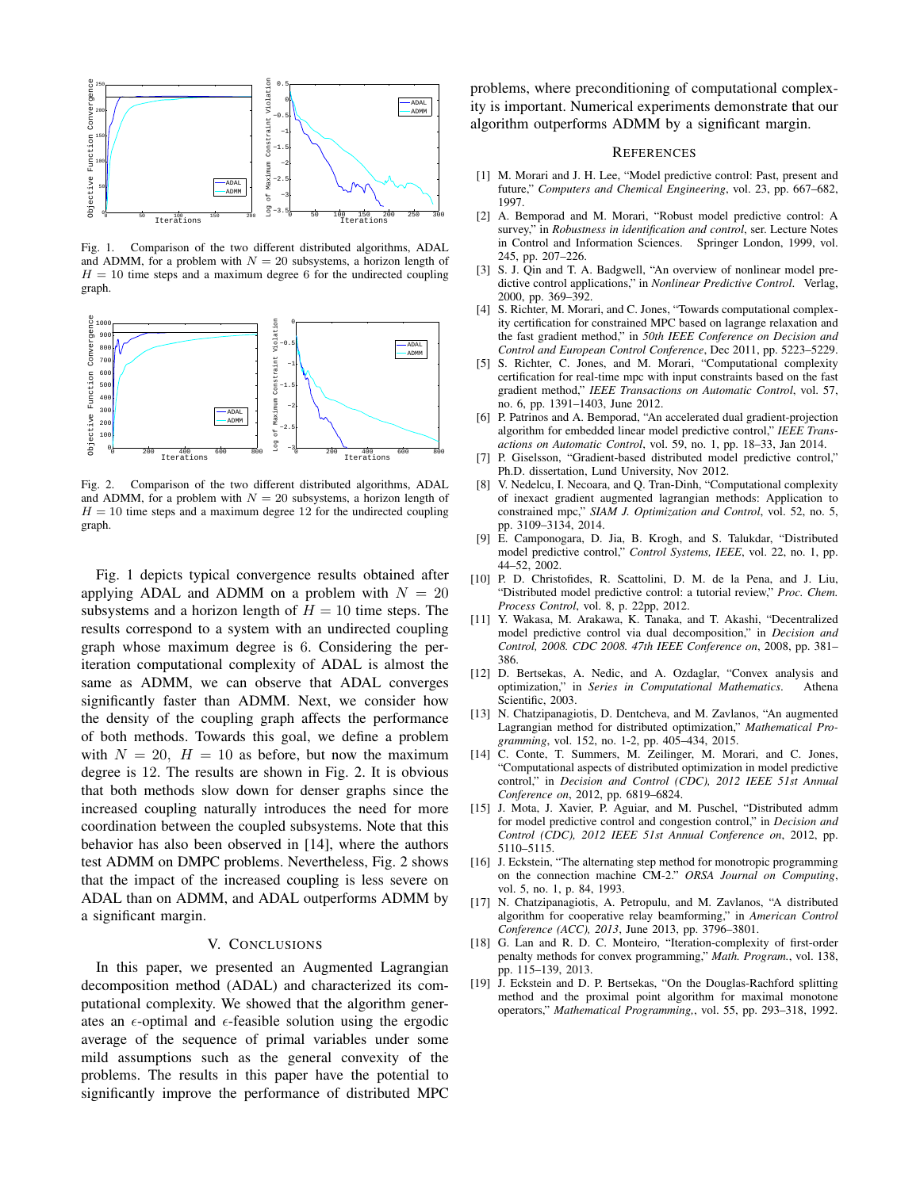Objective Function Convergence
250
200
150
100
50
0
0 50 100 150 200
Iterations
ADAL
ADMM

Log of Maximum Constraint Violation
0.5
0
−0.5
−1
−1.5
−2
−2.5
−3
−3.5
0 50 100 150 200 250 300
Iterations
ADAL
ADMM

Fig. 1. Comparison of the two different distributed algorithms, ADAL and ADMM, for a problem with $N = 20$ subsystems, a horizon length of $H = 10$ time steps and a maximum degree 6 for the undirected coupling graph.

Objective Function Convergence
1000
900
800
700
600
500
400
300
200
100
0
0 200 400 600 800
Iterations
ADAL
ADMM

Log of Maximum Constraint Violation
0
−0.5
−1
−1.5
−2
−2.5
−3
0 200 400 600 800
Iterations
ADAL
ADMM

Fig. 2. Comparison of the two different distributed algorithms, ADAL and ADMM, for a problem with $N = 20$ subsystems, a horizon length of $H = 10$ time steps and a maximum degree 12 for the undirected coupling graph.

Fig. 1 depicts typical convergence results obtained after applying ADAL and ADMM on a problem with $N = 20$ subsystems and a horizon length of $H = 10$ time steps. The results correspond to a system with an undirected coupling graph whose maximum degree is 6. Considering the per-iteration computational complexity of ADAL is almost the same as ADMM, we can observe that ADAL converges significantly faster than ADMM. Next, we consider how the density of the coupling graph affects the performance of both methods. Towards this goal, we define a problem with $N = 20$, $H = 10$ as before, but now the maximum degree is 12. The results are shown in Fig. 2. It is obvious that both methods slow down for denser graphs since the increased coupling naturally introduces the need for more coordination between the coupled subsystems. Note that this behavior has also been observed in [14], where the authors test ADMM on DMPC problems. Nevertheless, Fig. 2 shows that the impact of the increased coupling is less severe on ADAL than on ADMM, and ADAL outperforms ADMM by a significant margin.

## V. Conclusions

In this paper, we presented an Augmented Lagrangian decomposition method (ADAL) and characterized its computational complexity. We showed that the algorithm generates an $\epsilon$-optimal and $\epsilon$-feasible solution using the ergodic average of the sequence of primal variables under some mild assumptions such as the general convexity of the problems. The results in this paper have the potential to significantly improve the performance of distributed MPC problems, where preconditioning of computational complexity is important. Numerical experiments demonstrate that our algorithm outperforms ADMM by a significant margin.

## References

[1] M. Morari and J. H. Lee, "Model predictive control: Past, present and future," *Computers and Chemical Engineering*, vol. 23, pp. 667–682, 1997.

[2] A. Bemporad and M. Morari, "Robust model predictive control: A survey," in *Robustness in identification and control*, ser. Lecture Notes in Control and Information Sciences. Springer London, 1999, vol. 245, pp. 207–226.

[3] S. J. Qin and T. A. Badgwell, "An overview of nonlinear model predictive control applications," in *Nonlinear Predictive Control*. Verlag, 2000, pp. 369–392.

[4] S. Richter, M. Morari, and C. Jones, "Towards computational complexity certification for constrained MPC based on lagrange relaxation and the fast gradient method," in *50th IEEE Conference on Decision and Control and European Control Conference*, Dec 2011, pp. 5223–5229.

[5] S. Richter, C. Jones, and M. Morari, "Computational complexity certification for real-time mpc with input constraints based on the fast gradient method," *IEEE Transactions on Automatic Control*, vol. 57, no. 6, pp. 1391–1403, June 2012.

[6] P. Patrinos and A. Bemporad, "An accelerated dual gradient-projection algorithm for embedded linear model predictive control," *IEEE Transactions on Automatic Control*, vol. 59, no. 1, pp. 18–33, Jan 2014.

[7] P. Giselsson, "Gradient-based distributed model predictive control," Ph.D. dissertation, Lund University, Nov 2012.

[8] V. Nedelcu, I. Necoara, and Q. Tran-Dinh, "Computational complexity of inexact gradient augmented lagrangian methods: Application to constrained mpc," *SIAM J. Optimization and Control*, vol. 52, no. 5, pp. 3109–3134, 2014.

[9] E. Camponogara, D. Jia, B. Krogh, and S. Talukdar, "Distributed model predictive control," *Control Systems, IEEE*, vol. 22, no. 1, pp. 44–52, 2002.

[10] P. D. Christofides, R. Scattolini, D. M. de la Pena, and J. Liu, "Distributed model predictive control: a tutorial review," *Proc. Chem. Process Control*, vol. 8, p. 22pp, 2012.

[11] Y. Wakasa, M. Arakawa, K. Tanaka, and T. Akashi, "Decentralized model predictive control via dual decomposition," in *Decision and Control, 2008. CDC 2008. 47th IEEE Conference on*, 2008, pp. 381–386.

[12] D. Bertsekas, A. Nedic, and A. Ozdaglar, "Convex analysis and optimization," in *Series in Computational Mathematics*. Athena Scientific, 2003.

[13] N. Chatzipanagiotis, D. Dentcheva, and M. Zavlanos, "An augmented Lagrangian method for distributed optimization," *Mathematical Programming*, vol. 152, no. 1-2, pp. 405–434, 2015.

[14] C. Conte, T. Summers, M. Zeilinger, M. Morari, and C. Jones, "Computational aspects of distributed optimization in model predictive control," in *Decision and Control (CDC), 2012 IEEE 51st Annual Conference on*, 2012, pp. 6819–6824.

[15] J. Mota, J. Xavier, P. Aguiar, and M. Puschel, "Distributed admm for model predictive control and congestion control," in *Decision and Control (CDC), 2012 IEEE 51st Annual Conference on*, 2012, pp. 5110–5115.

[16] J. Eckstein, "The alternating step method for monotropic programming on the connection machine CM-2." *ORSA Journal on Computing*, vol. 5, no. 1, p. 84, 1993.

[17] N. Chatzipanagiotis, A. Petropulu, and M. Zavlanos, "A distributed algorithm for cooperative relay beamforming," in *American Control Conference (ACC), 2013*, June 2013, pp. 3796–3801.

[18] G. Lan and R. D. C. Monteiro, "Iteration-complexity of first-order penalty methods for convex programming," *Math. Program.*, vol. 138, pp. 115–139, 2013.

[19] J. Eckstein and D. P. Bertsekas, "On the Douglas-Rachford splitting method and the proximal point algorithm for maximal monotone operators," *Mathematical Programming,*, vol. 55, pp. 293–318, 1992.